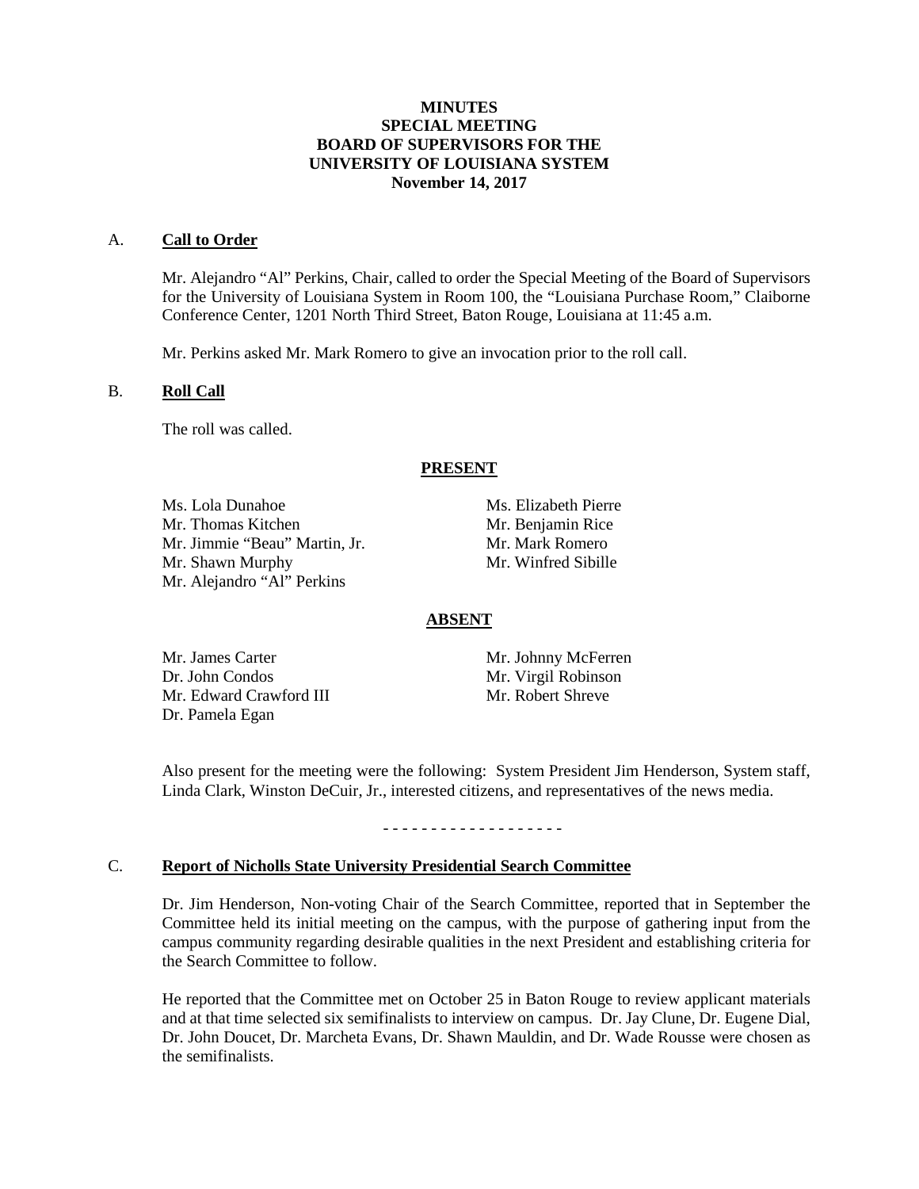# MINUTES
## SPECIAL MEETING
## BOARD OF SUPERVISORS FOR THE UNIVERSITY OF LOUISIANA SYSTEM
**November 14, 2017**

A. **Call to Order**

Mr. Alejandro "Al" Perkins, Chair, called to order the Special Meeting of the Board of Supervisors for the University of Louisiana System in Room 100, the "Louisiana Purchase Room," Claiborne Conference Center, 1201 North Third Street, Baton Rouge, Louisiana at 11:45 a.m.

Mr. Perkins asked Mr. Mark Romero to give an invocation prior to the roll call.

B. **Roll Call**

The roll was called.

**PRESENT**

Ms. Lola Dunahoe
Mr. Thomas Kitchen
Mr. Jimmie "Beau" Martin, Jr.
Mr. Shawn Murphy
Mr. Alejandro "Al" Perkins
Ms. Elizabeth Pierre
Mr. Benjamin Rice
Mr. Mark Romero
Mr. Winfred Sibille

**ABSENT**

Mr. James Carter
Dr. John Condos
Mr. Edward Crawford III
Dr. Pamela Egan
Mr. Johnny McFerren
Mr. Virgil Robinson
Mr. Robert Shreve

Also present for the meeting were the following: System President Jim Henderson, System staff, Linda Clark, Winston DeCuir, Jr., interested citizens, and representatives of the news media.

- - - - - - - - - - - - - - - - - - -

C. **Report of Nicholls State University Presidential Search Committee**

Dr. Jim Henderson, Non-voting Chair of the Search Committee, reported that in September the Committee held its initial meeting on the campus, with the purpose of gathering input from the campus community regarding desirable qualities in the next President and establishing criteria for the Search Committee to follow.

He reported that the Committee met on October 25 in Baton Rouge to review applicant materials and at that time selected six semifinalists to interview on campus. Dr. Jay Clune, Dr. Eugene Dial, Dr. John Doucet, Dr. Marcheta Evans, Dr. Shawn Mauldin, and Dr. Wade Rousse were chosen as the semifinalists.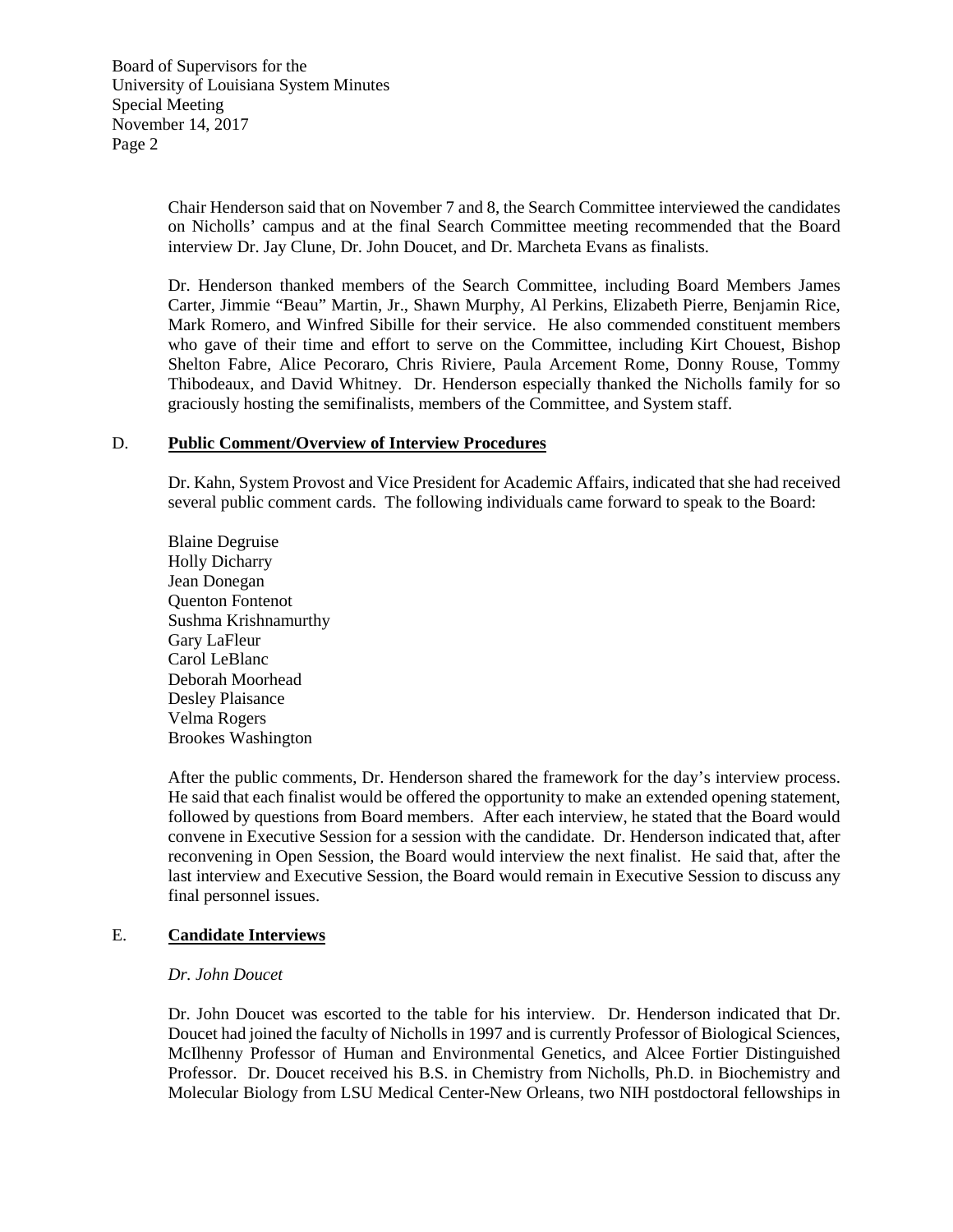Chair Henderson said that on November 7 and 8, the Search Committee interviewed the candidates on Nicholls' campus and at the final Search Committee meeting recommended that the Board interview Dr. Jay Clune, Dr. John Doucet, and Dr. Marcheta Evans as finalists.

Dr. Henderson thanked members of the Search Committee, including Board Members James Carter, Jimmie "Beau" Martin, Jr., Shawn Murphy, Al Perkins, Elizabeth Pierre, Benjamin Rice, Mark Romero, and Winfred Sibille for their service. He also commended constituent members who gave of their time and effort to serve on the Committee, including Kirt Chouest, Bishop Shelton Fabre, Alice Pecoraro, Chris Riviere, Paula Arcement Rome, Donny Rouse, Tommy Thibodeaux, and David Whitney. Dr. Henderson especially thanked the Nicholls family for so graciously hosting the semifinalists, members of the Committee, and System staff.

## D. **Public Comment/Overview of Interview Procedures**

Dr. Kahn, System Provost and Vice President for Academic Affairs, indicated that she had received several public comment cards. The following individuals came forward to speak to the Board:

Blaine Degruise
Holly Dicharry
Jean Donegan
Quenton Fontenot
Sushma Krishnamurthy
Gary LaFleur
Carol LeBlanc
Deborah Moorhead
Desley Plaisance
Velma Rogers
Brookes Washington

After the public comments, Dr. Henderson shared the framework for the day's interview process. He said that each finalist would be offered the opportunity to make an extended opening statement, followed by questions from Board members. After each interview, he stated that the Board would convene in Executive Session for a session with the candidate. Dr. Henderson indicated that, after reconvening in Open Session, the Board would interview the next finalist. He said that, after the last interview and Executive Session, the Board would remain in Executive Session to discuss any final personnel issues.

## E. **Candidate Interviews**

*Dr. John Doucet*

Dr. John Doucet was escorted to the table for his interview. Dr. Henderson indicated that Dr. Doucet had joined the faculty of Nicholls in 1997 and is currently Professor of Biological Sciences, McIlhenny Professor of Human and Environmental Genetics, and Alcee Fortier Distinguished Professor. Dr. Doucet received his B.S. in Chemistry from Nicholls, Ph.D. in Biochemistry and Molecular Biology from LSU Medical Center-New Orleans, two NIH postdoctoral fellowships in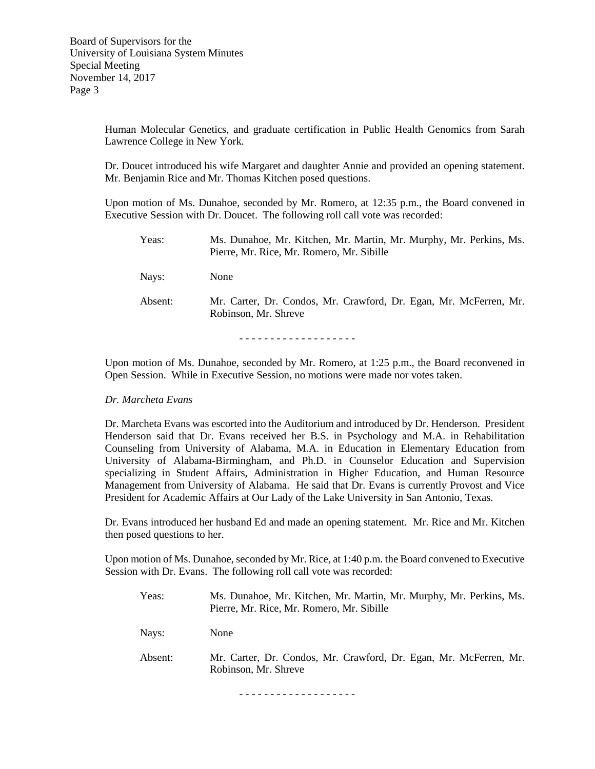Human Molecular Genetics, and graduate certification in Public Health Genomics from Sarah Lawrence College in New York.

Dr. Doucet introduced his wife Margaret and daughter Annie and provided an opening statement. Mr. Benjamin Rice and Mr. Thomas Kitchen posed questions.

Upon motion of Ms. Dunahoe, seconded by Mr. Romero, at 12:35 p.m., the Board convened in Executive Session with Dr. Doucet. The following roll call vote was recorded:

| | |
|---|---|
| Yeas: | Ms. Dunahoe, Mr. Kitchen, Mr. Martin, Mr. Murphy, Mr. Perkins, Ms. Pierre, Mr. Rice, Mr. Romero, Mr. Sibille |
| Nays: | None |
| Absent: | Mr. Carter, Dr. Condos, Mr. Crawford, Dr. Egan, Mr. McFerren, Mr. Robinson, Mr. Shreve |

\- - - - - - - - - - - - - - - - - -

Upon motion of Ms. Dunahoe, seconded by Mr. Romero, at 1:25 p.m., the Board reconvened in Open Session. While in Executive Session, no motions were made nor votes taken.

*Dr. Marcheta Evans*

Dr. Marcheta Evans was escorted into the Auditorium and introduced by Dr. Henderson. President Henderson said that Dr. Evans received her B.S. in Psychology and M.A. in Rehabilitation Counseling from University of Alabama, M.A. in Education in Elementary Education from University of Alabama-Birmingham, and Ph.D. in Counselor Education and Supervision specializing in Student Affairs, Administration in Higher Education, and Human Resource Management from University of Alabama. He said that Dr. Evans is currently Provost and Vice President for Academic Affairs at Our Lady of the Lake University in San Antonio, Texas.

Dr. Evans introduced her husband Ed and made an opening statement. Mr. Rice and Mr. Kitchen then posed questions to her.

Upon motion of Ms. Dunahoe, seconded by Mr. Rice, at 1:40 p.m. the Board convened to Executive Session with Dr. Evans. The following roll call vote was recorded:

| | |
|---|---|
| Yeas: | Ms. Dunahoe, Mr. Kitchen, Mr. Martin, Mr. Murphy, Mr. Perkins, Ms. Pierre, Mr. Rice, Mr. Romero, Mr. Sibille |
| Nays: | None |
| Absent: | Mr. Carter, Dr. Condos, Mr. Crawford, Dr. Egan, Mr. McFerren, Mr. Robinson, Mr. Shreve |

\- - - - - - - - - - - - - - - - - -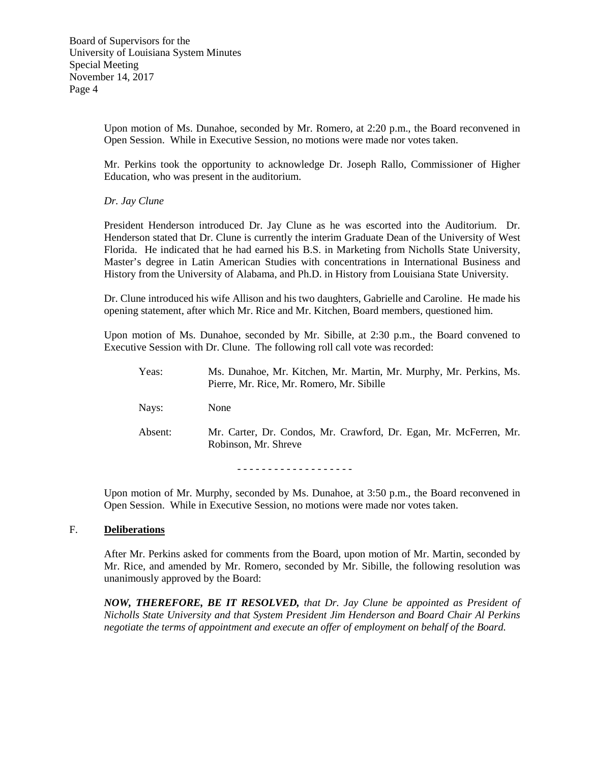Upon motion of Ms. Dunahoe, seconded by Mr. Romero, at 2:20 p.m., the Board reconvened in Open Session. While in Executive Session, no motions were made nor votes taken.

Mr. Perkins took the opportunity to acknowledge Dr. Joseph Rallo, Commissioner of Higher Education, who was present in the auditorium.

*Dr. Jay Clune*

President Henderson introduced Dr. Jay Clune as he was escorted into the Auditorium. Dr. Henderson stated that Dr. Clune is currently the interim Graduate Dean of the University of West Florida. He indicated that he had earned his B.S. in Marketing from Nicholls State University, Master's degree in Latin American Studies with concentrations in International Business and History from the University of Alabama, and Ph.D. in History from Louisiana State University.

Dr. Clune introduced his wife Allison and his two daughters, Gabrielle and Caroline. He made his opening statement, after which Mr. Rice and Mr. Kitchen, Board members, questioned him.

Upon motion of Ms. Dunahoe, seconded by Mr. Sibille, at 2:30 p.m., the Board convened to Executive Session with Dr. Clune. The following roll call vote was recorded:

| | |
|---|---|
| Yeas: | Ms. Dunahoe, Mr. Kitchen, Mr. Martin, Mr. Murphy, Mr. Perkins, Ms. Pierre, Mr. Rice, Mr. Romero, Mr. Sibille |
| Nays: | None |
| Absent: | Mr. Carter, Dr. Condos, Mr. Crawford, Dr. Egan, Mr. McFerren, Mr. Robinson, Mr. Shreve |

\- - - - - - - - - - - - - - - - - - -

Upon motion of Mr. Murphy, seconded by Ms. Dunahoe, at 3:50 p.m., the Board reconvened in Open Session. While in Executive Session, no motions were made nor votes taken.

## F. **Deliberations**

After Mr. Perkins asked for comments from the Board, upon motion of Mr. Martin, seconded by Mr. Rice, and amended by Mr. Romero, seconded by Mr. Sibille, the following resolution was unanimously approved by the Board:

***NOW, THEREFORE, BE IT RESOLVED,*** *that Dr. Jay Clune be appointed as President of Nicholls State University and that System President Jim Henderson and Board Chair Al Perkins negotiate the terms of appointment and execute an offer of employment on behalf of the Board.*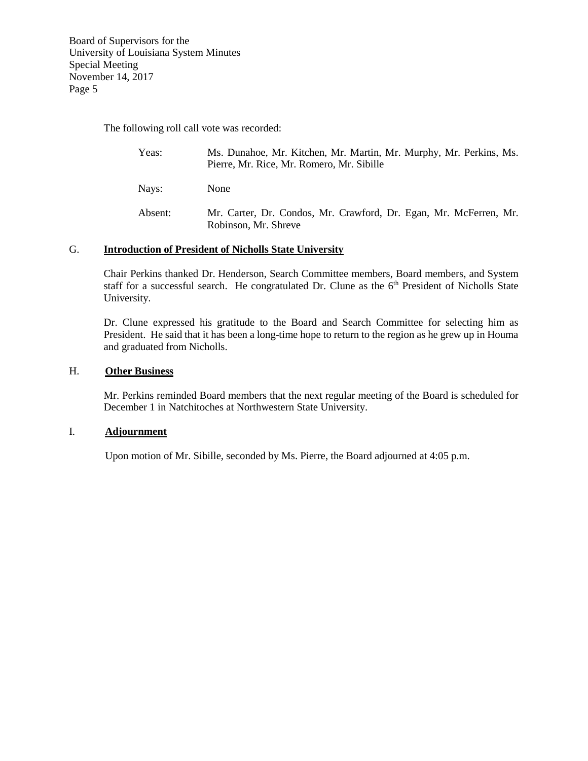The following roll call vote was recorded:

| | |
|---|---|
| Yeas: | Ms. Dunahoe, Mr. Kitchen, Mr. Martin, Mr. Murphy, Mr. Perkins, Ms. Pierre, Mr. Rice, Mr. Romero, Mr. Sibille |
| Nays: | None |
| Absent: | Mr. Carter, Dr. Condos, Mr. Crawford, Dr. Egan, Mr. McFerren, Mr. Robinson, Mr. Shreve |

## G. Introduction of President of Nicholls State University

Chair Perkins thanked Dr. Henderson, Search Committee members, Board members, and System staff for a successful search. He congratulated Dr. Clune as the 6th President of Nicholls State University.

Dr. Clune expressed his gratitude to the Board and Search Committee for selecting him as President. He said that it has been a long-time hope to return to the region as he grew up in Houma and graduated from Nicholls.

## H. Other Business

Mr. Perkins reminded Board members that the next regular meeting of the Board is scheduled for December 1 in Natchitoches at Northwestern State University.

## I. Adjournment

Upon motion of Mr. Sibille, seconded by Ms. Pierre, the Board adjourned at 4:05 p.m.